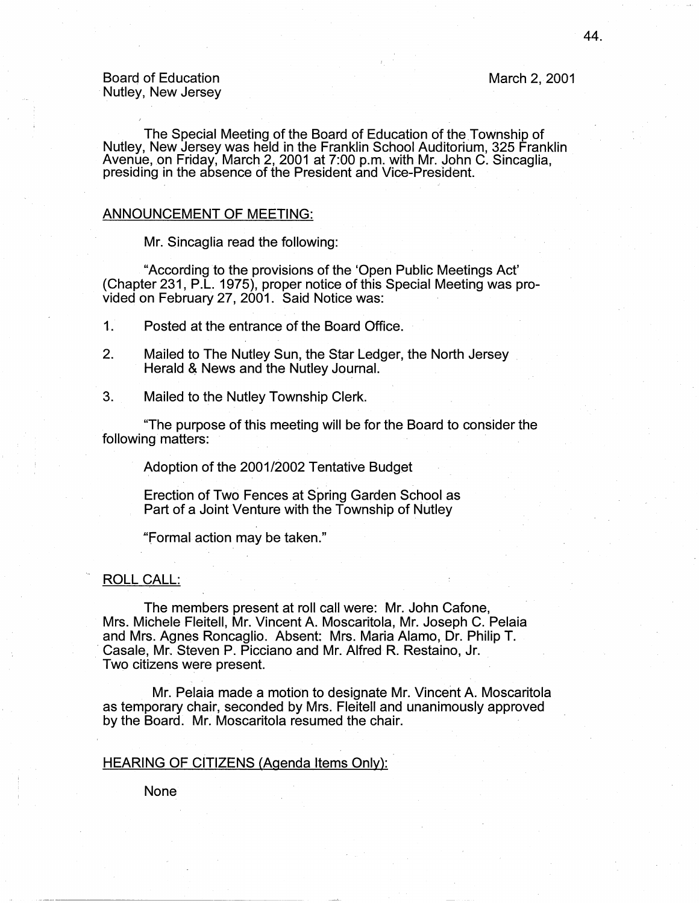Board of Education
Nutley, New Jersey

March 2, 2001

The Special Meeting of the Board of Education of the Township of Nutley, New Jersey was held in the Franklin School Auditorium, 325 Franklin Avenue, on Friday, March 2, 2001 at 7:00 p.m. with Mr. John C. Sincaglia, presiding in the absence of the President and Vice-President.

## ANNOUNCEMENT OF MEETING:

Mr. Sincaglia read the following:

"According to the provisions of the 'Open Public Meetings Act' (Chapter 231, P.L. 1975), proper notice of this Special Meeting was provided on February 27, 2001. Said Notice was:

1. Posted at the entrance of the Board Office.
2. Mailed to The Nutley Sun, the Star Ledger, the North Jersey Herald & News and the Nutley Journal.
3. Mailed to the Nutley Township Clerk.

"The purpose of this meeting will be for the Board to consider the following matters:

Adoption of the 2001/2002 Tentative Budget

Erection of Two Fences at Spring Garden School as Part of a Joint Venture with the Township of Nutley

"Formal action may be taken."

## ROLL CALL:

The members present at roll call were: Mr. John Cafone, Mrs. Michele Fleitell, Mr. Vincent A. Moscaritola, Mr. Joseph C. Pelaia and Mrs. Agnes Roncaglio. Absent: Mrs. Maria Alamo, Dr. Philip T. Casale, Mr. Steven P. Picciano and Mr. Alfred R. Restaino, Jr. Two citizens were present.

Mr. Pelaia made a motion to designate Mr. Vincent A. Moscaritola as temporary chair, seconded by Mrs. Fleitell and unanimously approved by the Board. Mr. Moscaritola resumed the chair.

## HEARING OF CITIZENS (Agenda Items Only):

None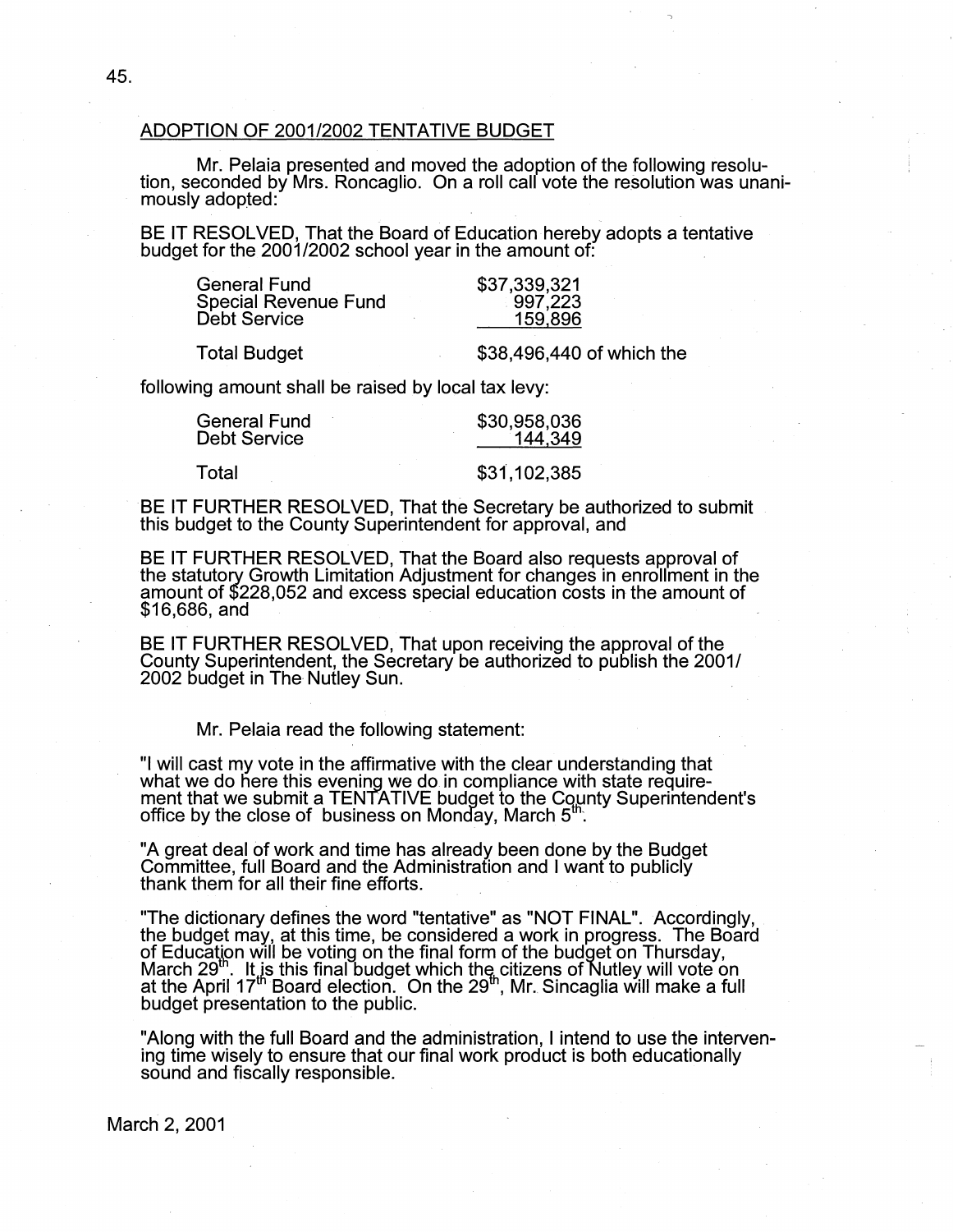## ADOPTION OF 2001/2002 TENTATIVE BUDGET

Mr. Pelaia presented and moved the adoption of the following resolution, seconded by Mrs. Roncaglio. On a roll call vote the resolution was unanimously adopted:

BE IT RESOLVED, That the Board of Education hereby adopts a tentative budget for the 2001/2002 school year in the amount of:

| | |
|---|---|
| General Fund | \$37,339,321 |
| Special Revenue Fund | 997,223 |
| Debt Service | 159,896 |
| Total Budget | \$38,496,440 of which the |

following amount shall be raised by local tax levy:

| | |
|---|---|
| General Fund | \$30,958,036 |
| Debt Service | 144,349 |
| Total | \$31,102,385 |

BE IT FURTHER RESOLVED, That the Secretary be authorized to submit this budget to the County Superintendent for approval, and

BE IT FURTHER RESOLVED, That the Board also requests approval of the statutory Growth Limitation Adjustment for changes in enrollment in the amount of \$228,052 and excess special education costs in the amount of \$16,686, and

BE IT FURTHER RESOLVED, That upon receiving the approval of the County Superintendent, the Secretary be authorized to publish the 2001/ 2002 budget in The Nutley Sun.

Mr. Pelaia read the following statement:

"I will cast my vote in the affirmative with the clear understanding that what we do here this evening we do in compliance with state requirement that we submit a TENTATIVE budget to the County Superintendent's office by the close of business on Monday, March 5th.

"A great deal of work and time has already been done by the Budget Committee, full Board and the Administration and I want to publicly thank them for all their fine efforts.

"The dictionary defines the word "tentative" as "NOT FINAL". Accordingly, the budget may, at this time, be considered a work in progress. The Board of Education will be voting on the final form of the budget on Thursday, March 29th. It is this final budget which the citizens of Nutley will vote on at the April 17th Board election. On the 29th, Mr. Sincaglia will make a full budget presentation to the public.

"Along with the full Board and the administration, I intend to use the intervening time wisely to ensure that our final work product is both educationally sound and fiscally responsible.

March 2, 2001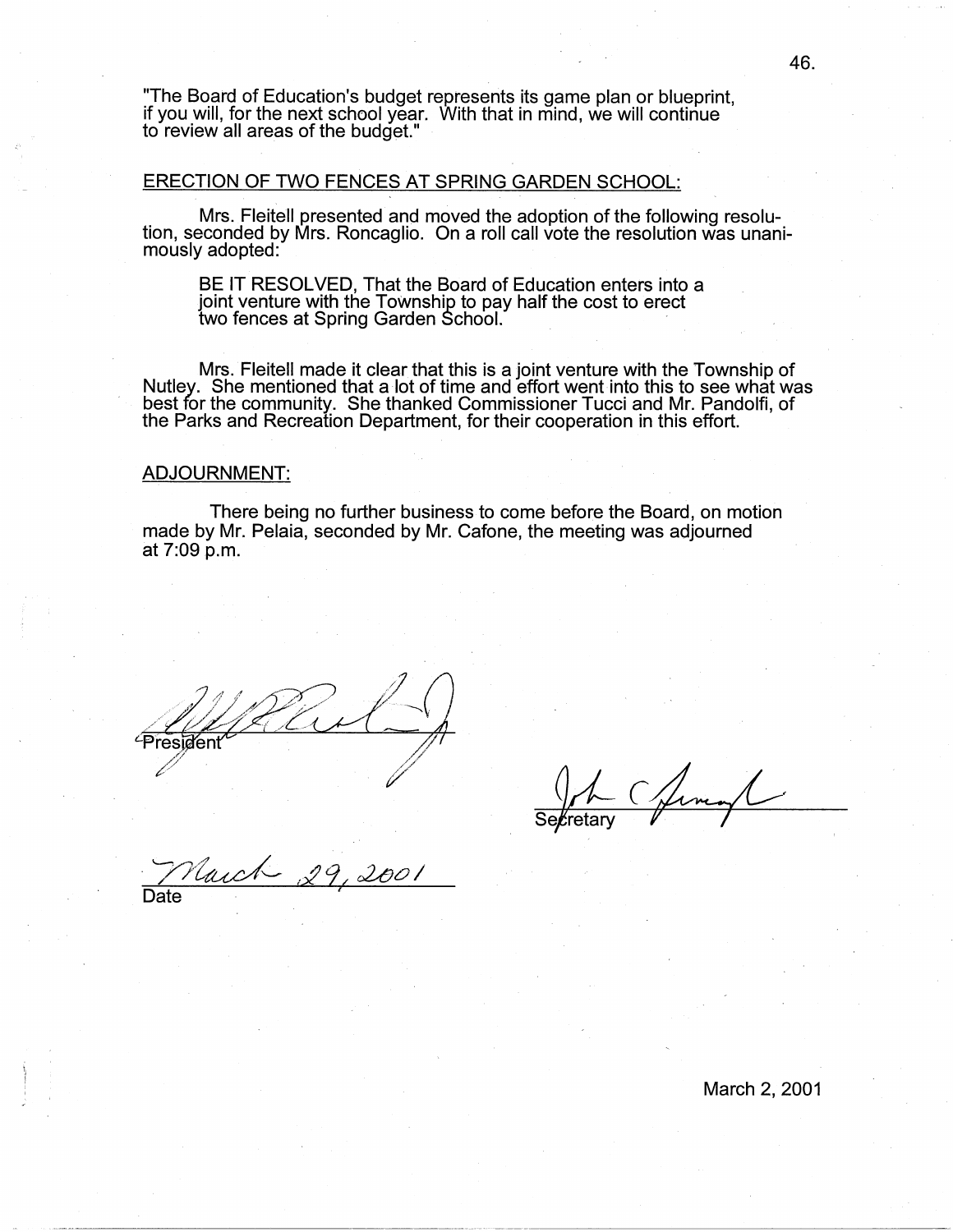"The Board of Education's budget represents its game plan or blueprint, if you will, for the next school year. With that in mind, we will continue to review all areas of the budget."

## ERECTION OF TWO FENCES AT SPRING GARDEN SCHOOL:

Mrs. Fleitell presented and moved the adoption of the following resolution, seconded by Mrs. Roncaglio. On a roll call vote the resolution was unanimously adopted:

> BE IT RESOLVED, That the Board of Education enters into a joint venture with the Township to pay half the cost to erect two fences at Spring Garden School.

Mrs. Fleitell made it clear that this is a joint venture with the Township of Nutley. She mentioned that a lot of time and effort went into this to see what was best for the community. She thanked Commissioner Tucci and Mr. Pandolfi, of the Parks and Recreation Department, for their cooperation in this effort.

## ADJOURNMENT:

There being no further business to come before the Board, on motion made by Mr. Pelaia, seconded by Mr. Cafone, the meeting was adjourned at 7:09 p.m.

President

Secretary

March 29, 2001
Date

March 2, 2001